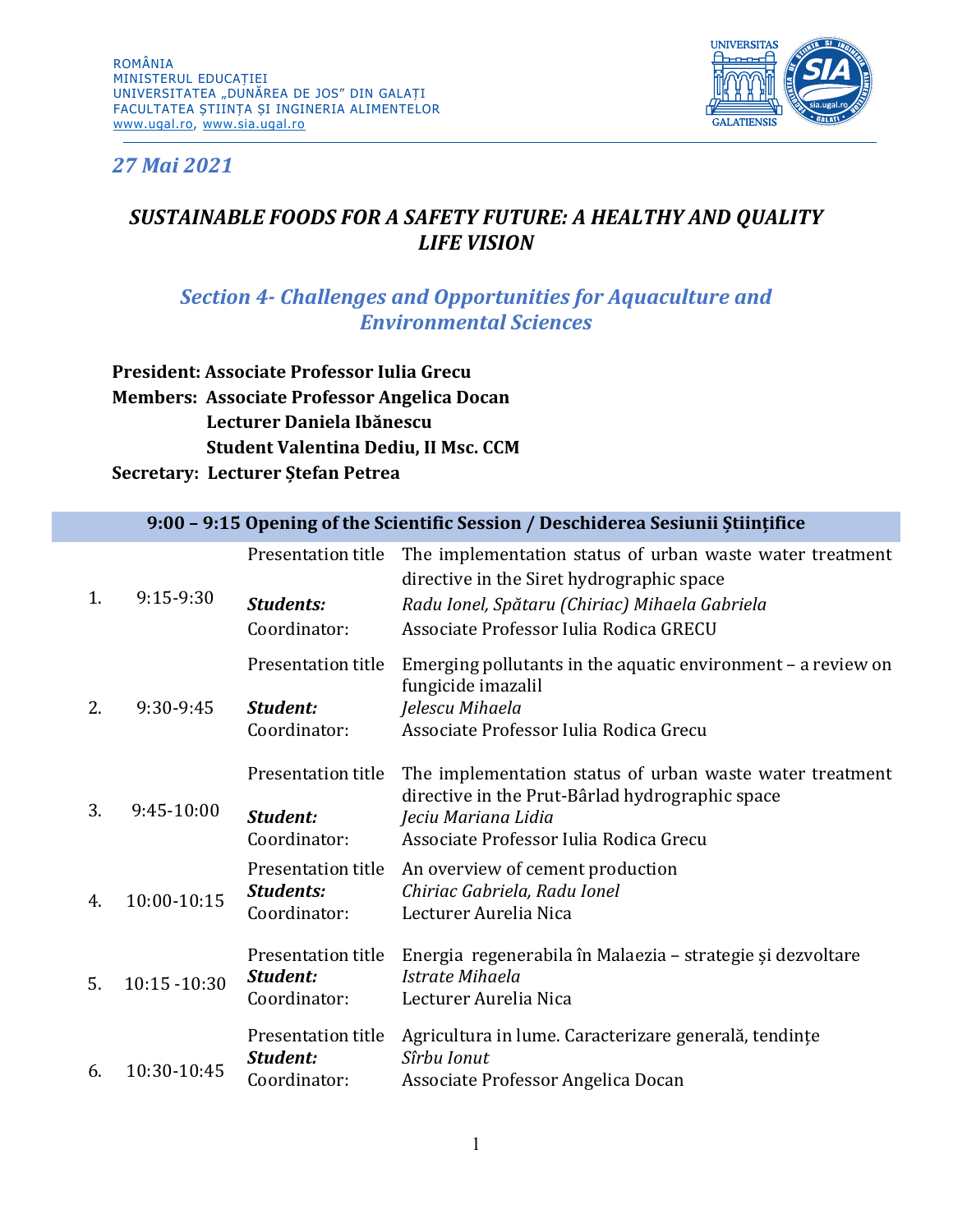ROMÂNIA
MINISTERUL EDUCAȚIEI
UNIVERSITATEA „DUNĂREA DE JOS" DIN GALAȚI
FACULTATEA ȘTIINȚA ȘI INGINERIA ALIMENTELOR
www.ugal.ro, www.sia.ugal.ro

*27 Mai 2021*

# *SUSTAINABLE FOODS FOR A SAFETY FUTURE: A HEALTHY AND QUALITY LIFE VISION*

## *Section 4- Challenges and Opportunities for Aquaculture and Environmental Sciences*

**President: Associate Professor Iulia Grecu**
**Members: Associate Professor Angelica Docan**
**Lecturer Daniela Ibănescu**
**Student Valentina Dediu, II Msc. CCM**
**Secretary: Lecturer Ștefan Petrea**

| | | | |
|---|---|---|---|
| **9:00 – 9:15 Opening of the Scientific Session / Deschiderea Sesiunii Științifice** | | | |
| 1. | 9:15-9:30 | Presentation title | The implementation status of urban waste water treatment directive in the Siret hydrographic space |
| | | ***Students:*** | *Radu Ionel, Spătaru (Chiriac) Mihaela Gabriela* |
| | | Coordinator: | Associate Professor Iulia Rodica GRECU |
| 2. | 9:30-9:45 | Presentation title | Emerging pollutants in the aquatic environment – a review on fungicide imazalil |
| | | ***Student:*** | *Jelescu Mihaela* |
| | | Coordinator: | Associate Professor Iulia Rodica Grecu |
| 3. | 9:45-10:00 | Presentation title | The implementation status of urban waste water treatment directive in the Prut-Bârlad hydrographic space |
| | | ***Student:*** | *Jeciu Mariana Lidia* |
| | | Coordinator: | Associate Professor Iulia Rodica Grecu |
| 4. | 10:00-10:15 | Presentation title | An overview of cement production |
| | | ***Students:*** | *Chiriac Gabriela, Radu Ionel* |
| | | Coordinator: | Lecturer Aurelia Nica |
| 5. | 10:15 -10:30 | Presentation title | Energia regenerabila în Malaezia – strategie și dezvoltare |
| | | ***Student:*** | *Istrate Mihaela* |
| | | Coordinator: | Lecturer Aurelia Nica |
| 6. | 10:30-10:45 | Presentation title | Agricultura in lume. Caracterizare generală, tendințe |
| | | ***Student:*** | *Sîrbu Ionut* |
| | | Coordinator: | Associate Professor Angelica Docan |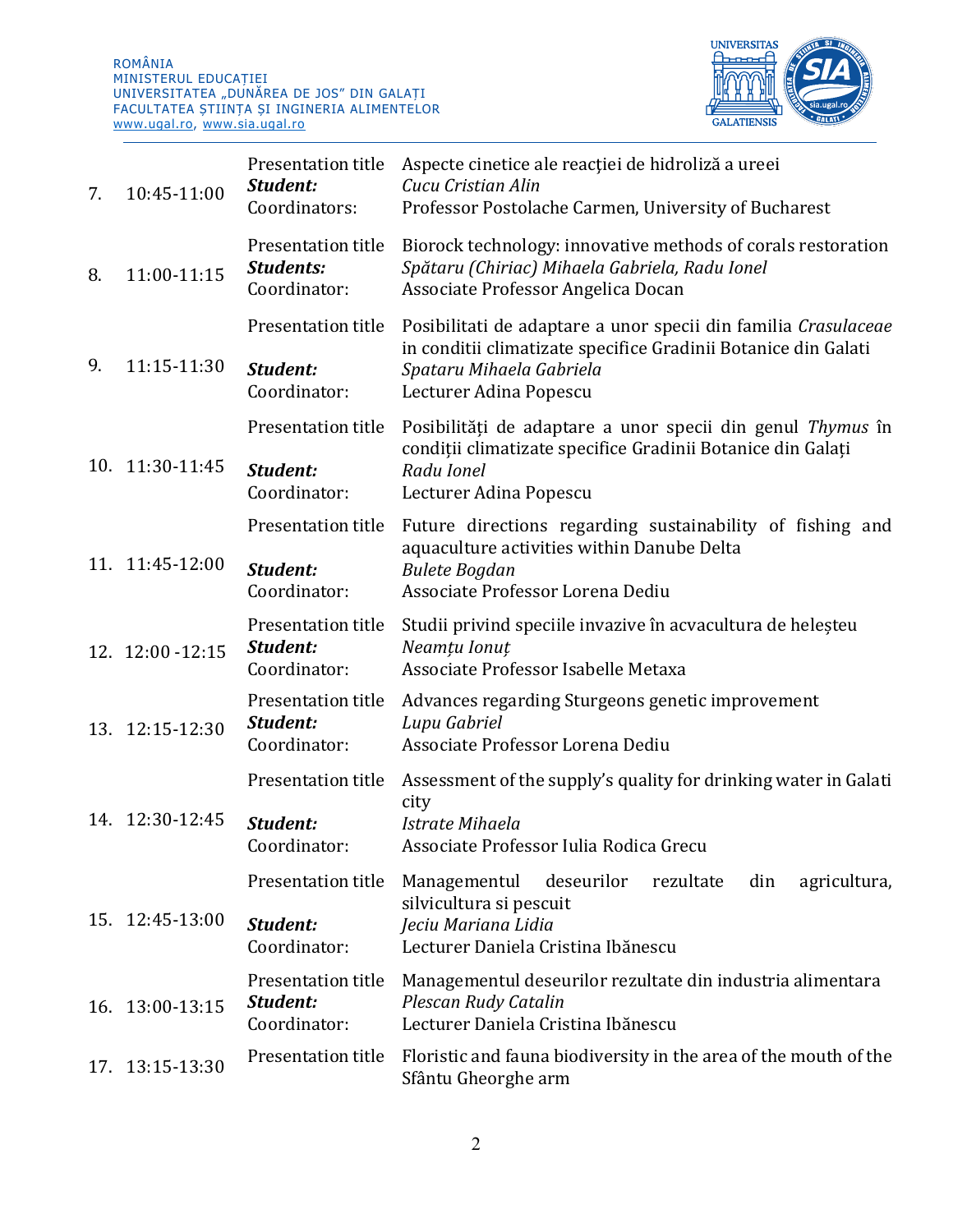| | | | |
|---|---|---|---|
| 7. | 10:45-11:00 | Presentation title<br>***Student:***<br>Coordinators: | Aspecte cinetice ale reacţiei de hidroliză a ureei<br>*Cucu Cristian Alin*<br>Professor Postolache Carmen, University of Bucharest |
| 8. | 11:00-11:15 | Presentation title<br>***Students:***<br>Coordinator: | Biorock technology: innovative methods of corals restoration<br>*Spătaru (Chiriac) Mihaela Gabriela, Radu Ionel*<br>Associate Professor Angelica Docan |
| 9. | 11:15-11:30 | Presentation title<br><br>***Student:***<br>Coordinator: | Posibilitati de adaptare a unor specii din familia *Crasulaceae* in conditii climatizate specifice Gradinii Botanice din Galati<br>*Spataru Mihaela Gabriela*<br>Lecturer Adina Popescu |
| 10. | 11:30-11:45 | Presentation title<br><br>***Student:***<br>Coordinator: | Posibilități de adaptare a unor specii din genul *Thymus* în condiții climatizate specifice Gradinii Botanice din Galați<br>*Radu Ionel*<br>Lecturer Adina Popescu |
| 11. | 11:45-12:00 | Presentation title<br><br>***Student:***<br>Coordinator: | Future directions regarding sustainability of fishing and aquaculture activities within Danube Delta<br>*Bulete Bogdan*<br>Associate Professor Lorena Dediu |
| 12. | 12:00 -12:15 | Presentation title<br>***Student:***<br>Coordinator: | Studii privind speciile invazive în acvacultura de heleșteu<br>*Neamțu Ionuț*<br>Associate Professor Isabelle Metaxa |
| 13. | 12:15-12:30 | Presentation title<br>***Student:***<br>Coordinator: | Advances regarding Sturgeons genetic improvement<br>*Lupu Gabriel*<br>Associate Professor Lorena Dediu |
| 14. | 12:30-12:45 | Presentation title<br><br>***Student:***<br>Coordinator: | Assessment of the supply's quality for drinking water in Galati city<br>*Istrate Mihaela*<br>Associate Professor Iulia Rodica Grecu |
| 15. | 12:45-13:00 | Presentation title<br><br>***Student:***<br>Coordinator: | Managementul deseurilor rezultate din agricultura, silvicultura si pescuit<br>*Jeciu Mariana Lidia*<br>Lecturer Daniela Cristina Ibănescu |
| 16. | 13:00-13:15 | Presentation title<br>***Student:***<br>Coordinator: | Managementul deseurilor rezultate din industria alimentara<br>*Plescan Rudy Catalin*<br>Lecturer Daniela Cristina Ibănescu |
| 17. | 13:15-13:30 | Presentation title | Floristic and fauna biodiversity in the area of the mouth of the Sfântu Gheorghe arm |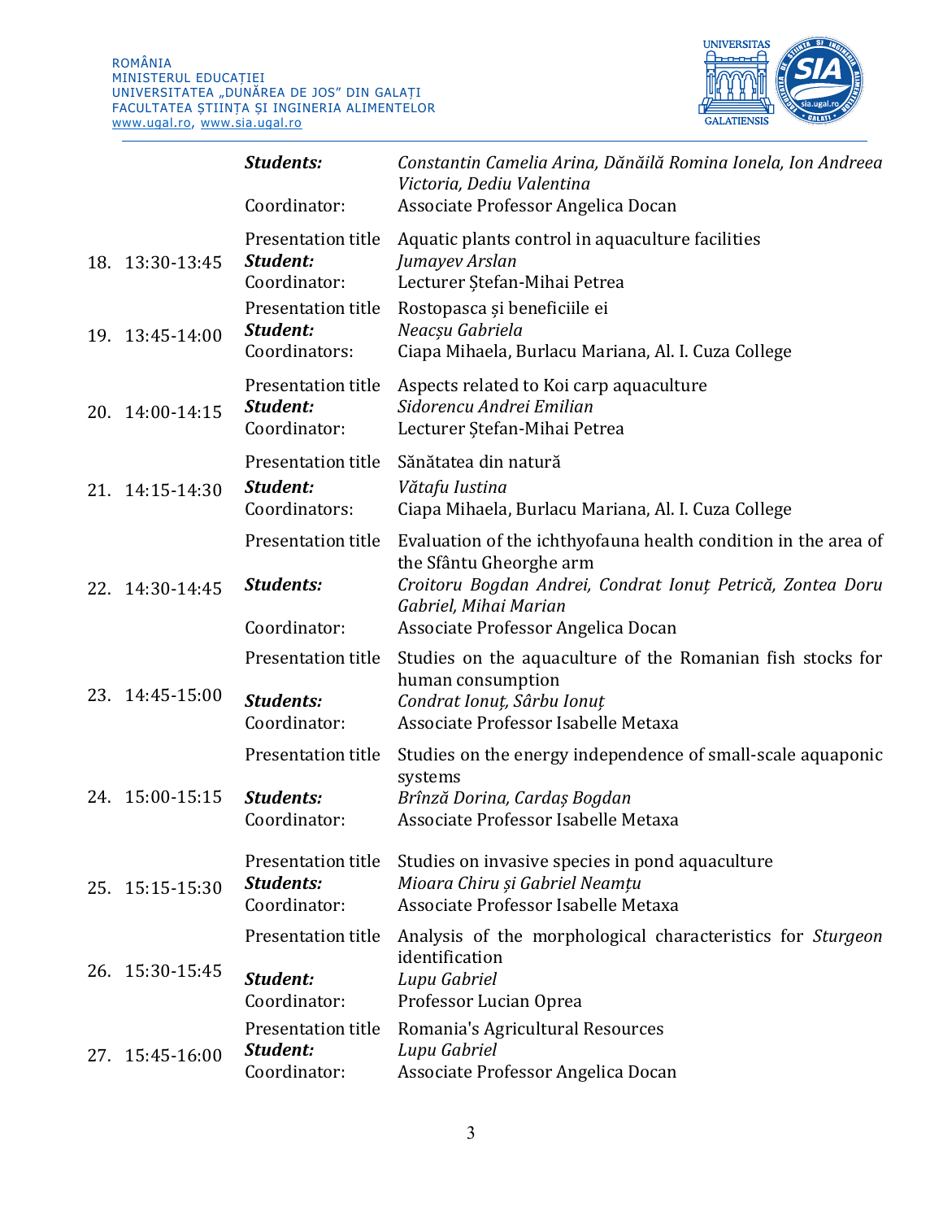| | | | |
|---|---|---|---|
| | | ***Students:*** | *Constantin Camelia Arina, Dănăilă Romina Ionela, Ion Andreea Victoria, Dediu Valentina* |
| | | Coordinator: | Associate Professor Angelica Docan |
| 18. | 13:30-13:45 | Presentation title | Aquatic plants control in aquaculture facilities |
| | | ***Student:*** | *Jumayev Arslan* |
| | | Coordinator: | Lecturer Ștefan-Mihai Petrea |
| 19. | 13:45-14:00 | Presentation title | Rostopasca și beneficiile ei |
| | | ***Student:*** | *Neacșu Gabriela* |
| | | Coordinators: | Ciapa Mihaela, Burlacu Mariana, Al. I. Cuza College |
| 20. | 14:00-14:15 | Presentation title | Aspects related to Koi carp aquaculture |
| | | ***Student:*** | *Sidorencu Andrei Emilian* |
| | | Coordinator: | Lecturer Ștefan-Mihai Petrea |
| 21. | 14:15-14:30 | Presentation title | Sănătatea din natură |
| | | ***Student:*** | *Vătafu Iustina* |
| | | Coordinators: | Ciapa Mihaela, Burlacu Mariana, Al. I. Cuza College |
| 22. | 14:30-14:45 | Presentation title | Evaluation of the ichthyofauna health condition in the area of the Sfântu Gheorghe arm |
| | | ***Students:*** | *Croitoru Bogdan Andrei, Condrat Ionuț Petrică, Zontea Doru Gabriel, Mihai Marian* |
| | | Coordinator: | Associate Professor Angelica Docan |
| 23. | 14:45-15:00 | Presentation title | Studies on the aquaculture of the Romanian fish stocks for human consumption |
| | | ***Students:*** | *Condrat Ionuț, Sârbu Ionuț* |
| | | Coordinator: | Associate Professor Isabelle Metaxa |
| 24. | 15:00-15:15 | Presentation title | Studies on the energy independence of small-scale aquaponic systems |
| | | ***Students:*** | *Brînză Dorina, Cardaș Bogdan* |
| | | Coordinator: | Associate Professor Isabelle Metaxa |
| 25. | 15:15-15:30 | Presentation title | Studies on invasive species in pond aquaculture |
| | | ***Students:*** | *Mioara Chiru și Gabriel Neamțu* |
| | | Coordinator: | Associate Professor Isabelle Metaxa |
| 26. | 15:30-15:45 | Presentation title | Analysis of the morphological characteristics for *Sturgeon* identification |
| | | ***Student:*** | *Lupu Gabriel* |
| | | Coordinator: | Professor Lucian Oprea |
| 27. | 15:45-16:00 | Presentation title | Romania's Agricultural Resources |
| | | ***Student:*** | *Lupu Gabriel* |
| | | Coordinator: | Associate Professor Angelica Docan |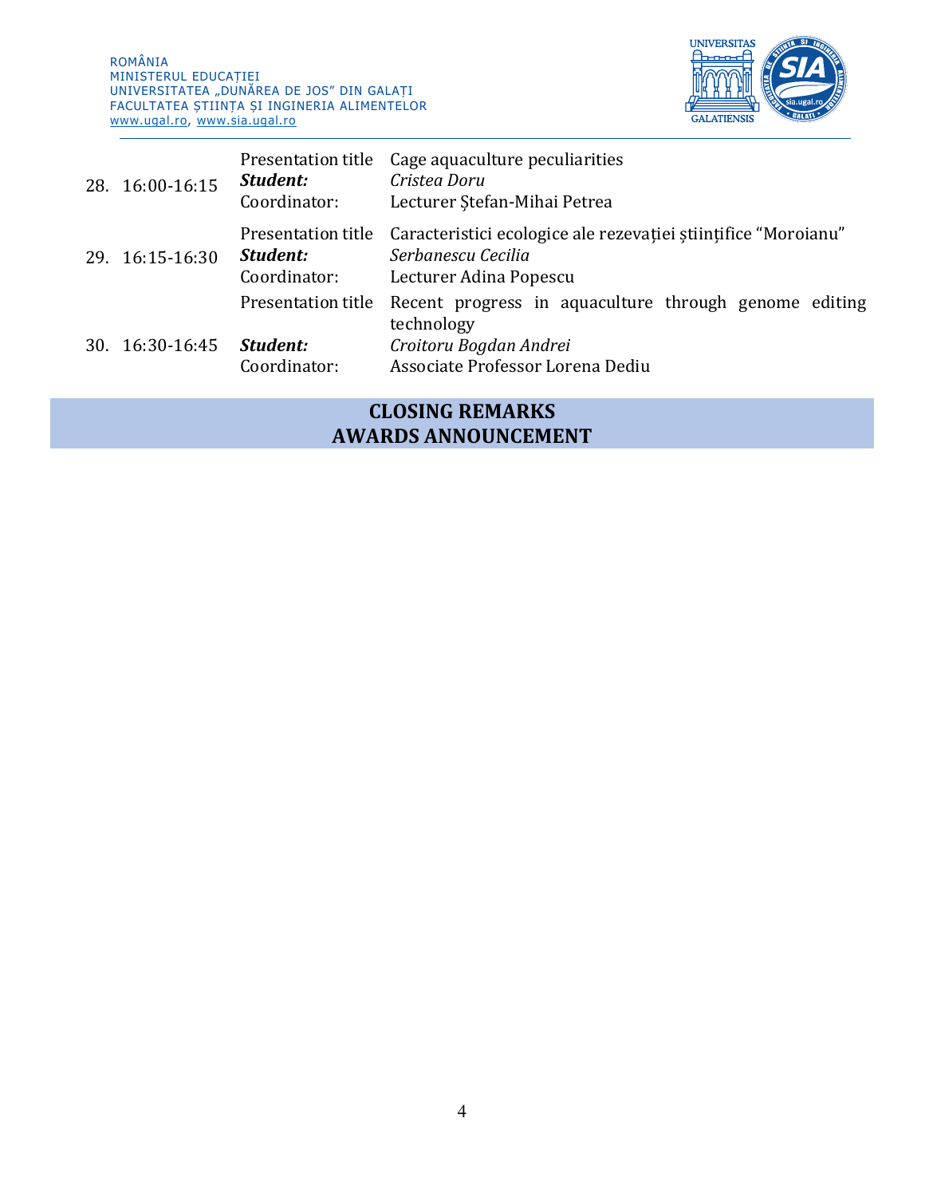| | | | |
|---|---|---|---|
| 28. | 16:00-16:15 | Presentation title | Cage aquaculture peculiarities |
| | | ***Student:*** | *Cristea Doru* |
| | | Coordinator: | Lecturer Ștefan-Mihai Petrea |
| 29. | 16:15-16:30 | Presentation title | Caracteristici ecologice ale rezevației științifice "Moroianu" |
| | | ***Student:*** | *Serbanescu Cecilia* |
| | | Coordinator: | Lecturer Adina Popescu |
| 30. | 16:30-16:45 | Presentation title | Recent progress in aquaculture through genome editing technology |
| | | ***Student:*** | *Croitoru Bogdan Andrei* |
| | | Coordinator: | Associate Professor Lorena Dediu |

## CLOSING REMARKS
## AWARDS ANNOUNCEMENT